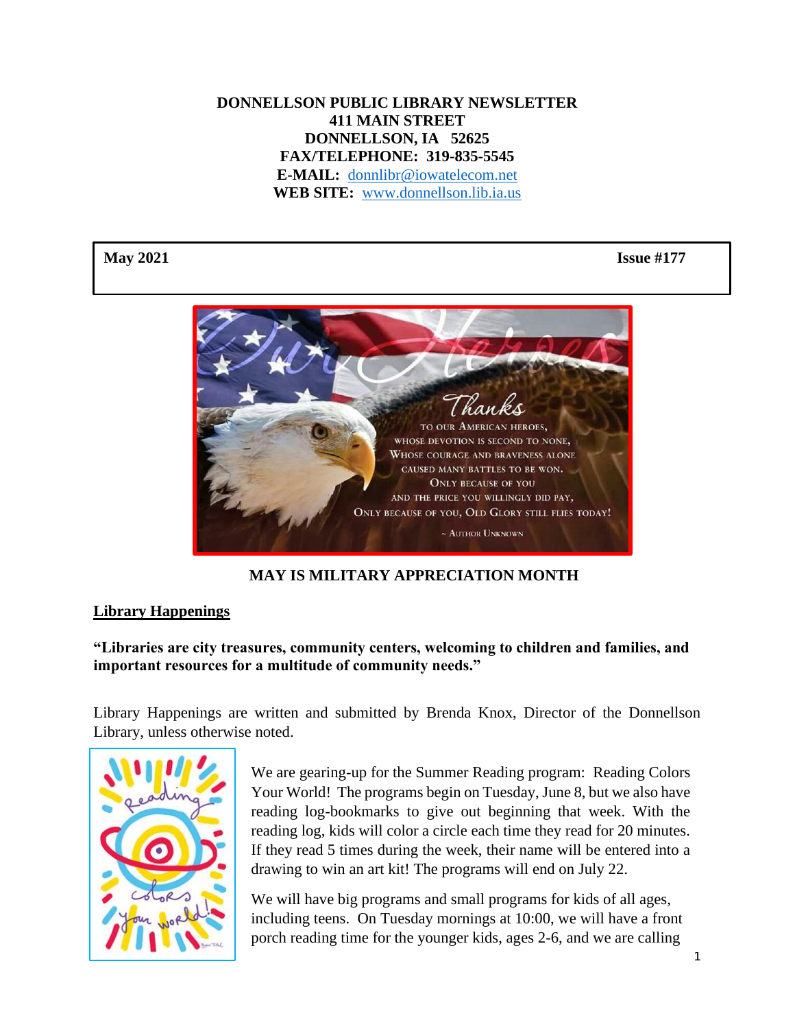**DONNELLSON PUBLIC LIBRARY NEWSLETTER**
**411 MAIN STREET**
**DONNELLSON, IA 52625**
**FAX/TELEPHONE: 319-835-5545**
**E-MAIL:** donnlibr@iowatelecom.net
**WEB SITE:** www.donnellson.lib.ia.us

| **May 2021** | **Issue #177** |
|---|---|

**MAY IS MILITARY APPRECIATION MONTH**

## Library Happenings

**"Libraries are city treasures, community centers, welcoming to children and families, and important resources for a multitude of community needs."**

Library Happenings are written and submitted by Brenda Knox, Director of the Donnellson Library, unless otherwise noted.

We are gearing-up for the Summer Reading program: Reading Colors Your World! The programs begin on Tuesday, June 8, but we also have reading log-bookmarks to give out beginning that week. With the reading log, kids will color a circle each time they read for 20 minutes. If they read 5 times during the week, their name will be entered into a drawing to win an art kit! The programs will end on July 22.

We will have big programs and small programs for kids of all ages, including teens. On Tuesday mornings at 10:00, we will have a front porch reading time for the younger kids, ages 2-6, and we are calling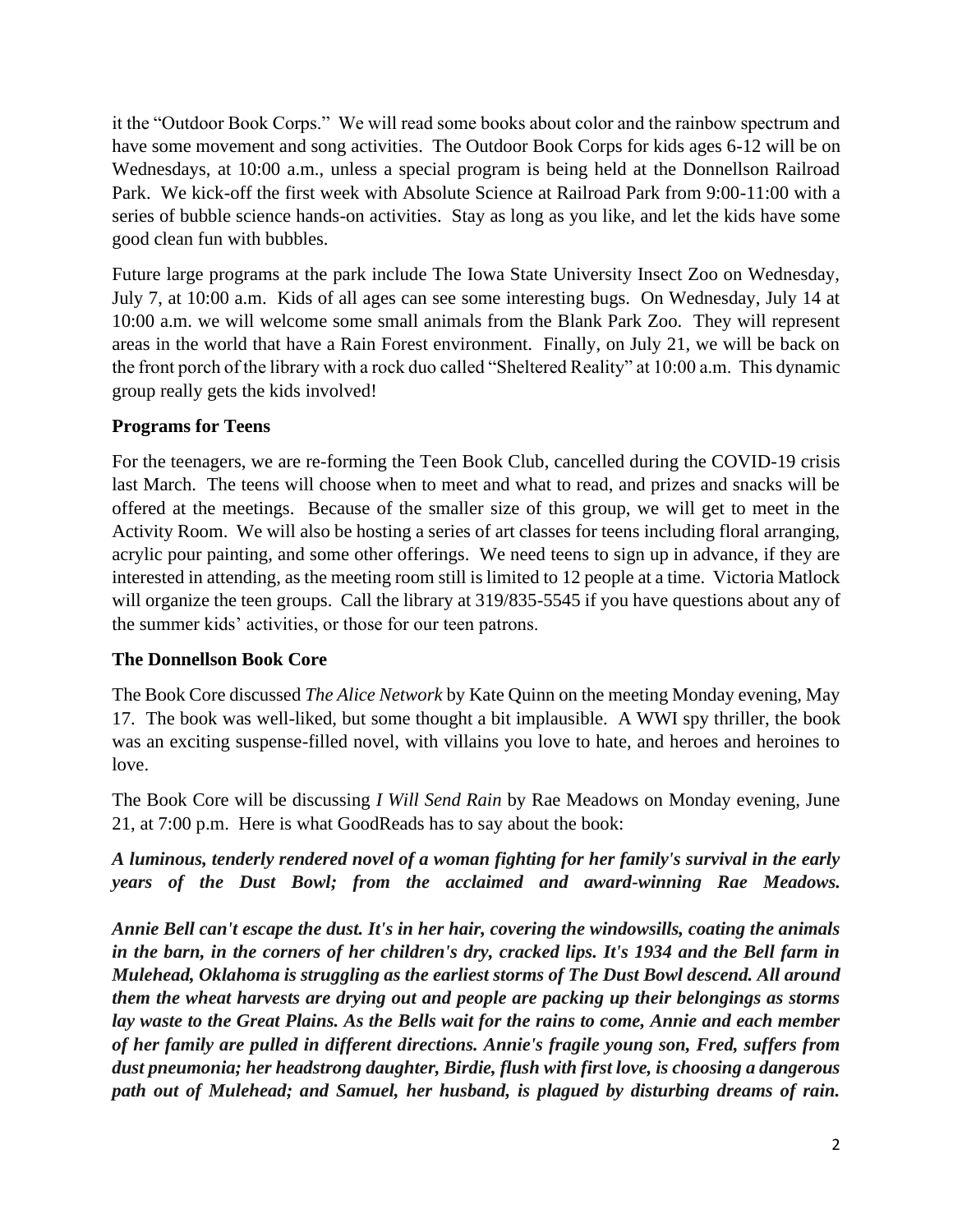it the "Outdoor Book Corps." We will read some books about color and the rainbow spectrum and have some movement and song activities. The Outdoor Book Corps for kids ages 6-12 will be on Wednesdays, at 10:00 a.m., unless a special program is being held at the Donnellson Railroad Park. We kick-off the first week with Absolute Science at Railroad Park from 9:00-11:00 with a series of bubble science hands-on activities. Stay as long as you like, and let the kids have some good clean fun with bubbles.

Future large programs at the park include The Iowa State University Insect Zoo on Wednesday, July 7, at 10:00 a.m. Kids of all ages can see some interesting bugs. On Wednesday, July 14 at 10:00 a.m. we will welcome some small animals from the Blank Park Zoo. They will represent areas in the world that have a Rain Forest environment. Finally, on July 21, we will be back on the front porch of the library with a rock duo called "Sheltered Reality" at 10:00 a.m. This dynamic group really gets the kids involved!

**Programs for Teens**

For the teenagers, we are re-forming the Teen Book Club, cancelled during the COVID-19 crisis last March. The teens will choose when to meet and what to read, and prizes and snacks will be offered at the meetings. Because of the smaller size of this group, we will get to meet in the Activity Room. We will also be hosting a series of art classes for teens including floral arranging, acrylic pour painting, and some other offerings. We need teens to sign up in advance, if they are interested in attending, as the meeting room still is limited to 12 people at a time. Victoria Matlock will organize the teen groups. Call the library at 319/835-5545 if you have questions about any of the summer kids' activities, or those for our teen patrons.

**The Donnellson Book Core**

The Book Core discussed *The Alice Network* by Kate Quinn on the meeting Monday evening, May 17. The book was well-liked, but some thought a bit implausible. A WWI spy thriller, the book was an exciting suspense-filled novel, with villains you love to hate, and heroes and heroines to love.

The Book Core will be discussing *I Will Send Rain* by Rae Meadows on Monday evening, June 21, at 7:00 p.m. Here is what GoodReads has to say about the book:

***A luminous, tenderly rendered novel of a woman fighting for her family's survival in the early years of the Dust Bowl; from the acclaimed and award-winning Rae Meadows.***

***Annie Bell can't escape the dust. It's in her hair, covering the windowsills, coating the animals in the barn, in the corners of her children's dry, cracked lips. It's 1934 and the Bell farm in Mulehead, Oklahoma is struggling as the earliest storms of The Dust Bowl descend. All around them the wheat harvests are drying out and people are packing up their belongings as storms lay waste to the Great Plains. As the Bells wait for the rains to come, Annie and each member of her family are pulled in different directions. Annie's fragile young son, Fred, suffers from dust pneumonia; her headstrong daughter, Birdie, flush with first love, is choosing a dangerous path out of Mulehead; and Samuel, her husband, is plagued by disturbing dreams of rain.***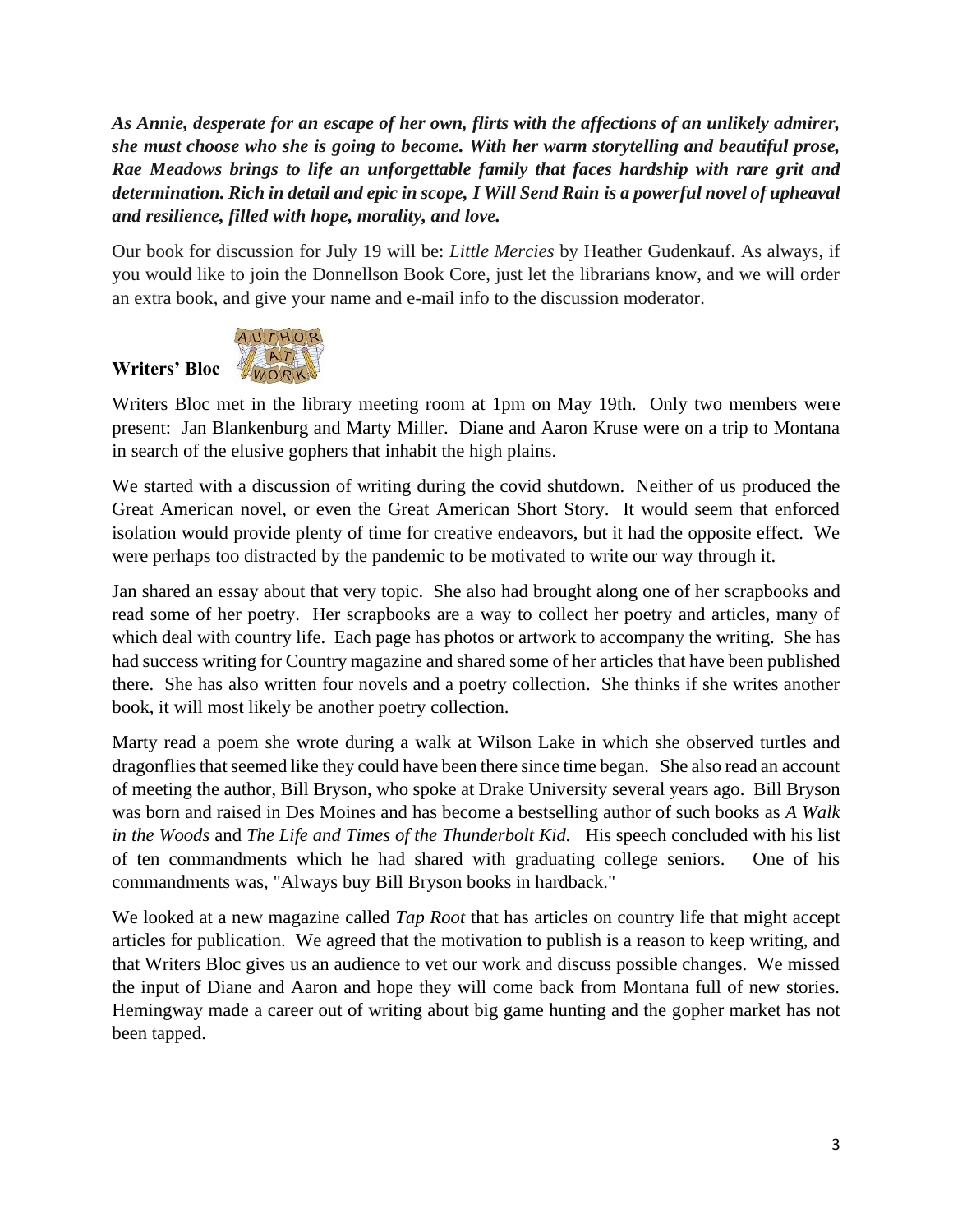***As Annie, desperate for an escape of her own, flirts with the affections of an unlikely admirer, she must choose who she is going to become. With her warm storytelling and beautiful prose, Rae Meadows brings to life an unforgettable family that faces hardship with rare grit and determination. Rich in detail and epic in scope, I Will Send Rain is a powerful novel of upheaval and resilience, filled with hope, morality, and love.***

Our book for discussion for July 19 will be: *Little Mercies* by Heather Gudenkauf. As always, if you would like to join the Donnellson Book Core, just let the librarians know, and we will order an extra book, and give your name and e-mail info to the discussion moderator.

**Writers' Bloc**

Writers Bloc met in the library meeting room at 1pm on May 19th. Only two members were present: Jan Blankenburg and Marty Miller. Diane and Aaron Kruse were on a trip to Montana in search of the elusive gophers that inhabit the high plains.

We started with a discussion of writing during the covid shutdown. Neither of us produced the Great American novel, or even the Great American Short Story. It would seem that enforced isolation would provide plenty of time for creative endeavors, but it had the opposite effect. We were perhaps too distracted by the pandemic to be motivated to write our way through it.

Jan shared an essay about that very topic. She also had brought along one of her scrapbooks and read some of her poetry. Her scrapbooks are a way to collect her poetry and articles, many of which deal with country life. Each page has photos or artwork to accompany the writing. She has had success writing for Country magazine and shared some of her articles that have been published there. She has also written four novels and a poetry collection. She thinks if she writes another book, it will most likely be another poetry collection.

Marty read a poem she wrote during a walk at Wilson Lake in which she observed turtles and dragonflies that seemed like they could have been there since time began. She also read an account of meeting the author, Bill Bryson, who spoke at Drake University several years ago. Bill Bryson was born and raised in Des Moines and has become a bestselling author of such books as *A Walk in the Woods* and *The Life and Times of the Thunderbolt Kid.* His speech concluded with his list of ten commandments which he had shared with graduating college seniors. One of his commandments was, "Always buy Bill Bryson books in hardback."

We looked at a new magazine called *Tap Root* that has articles on country life that might accept articles for publication. We agreed that the motivation to publish is a reason to keep writing, and that Writers Bloc gives us an audience to vet our work and discuss possible changes. We missed the input of Diane and Aaron and hope they will come back from Montana full of new stories. Hemingway made a career out of writing about big game hunting and the gopher market has not been tapped.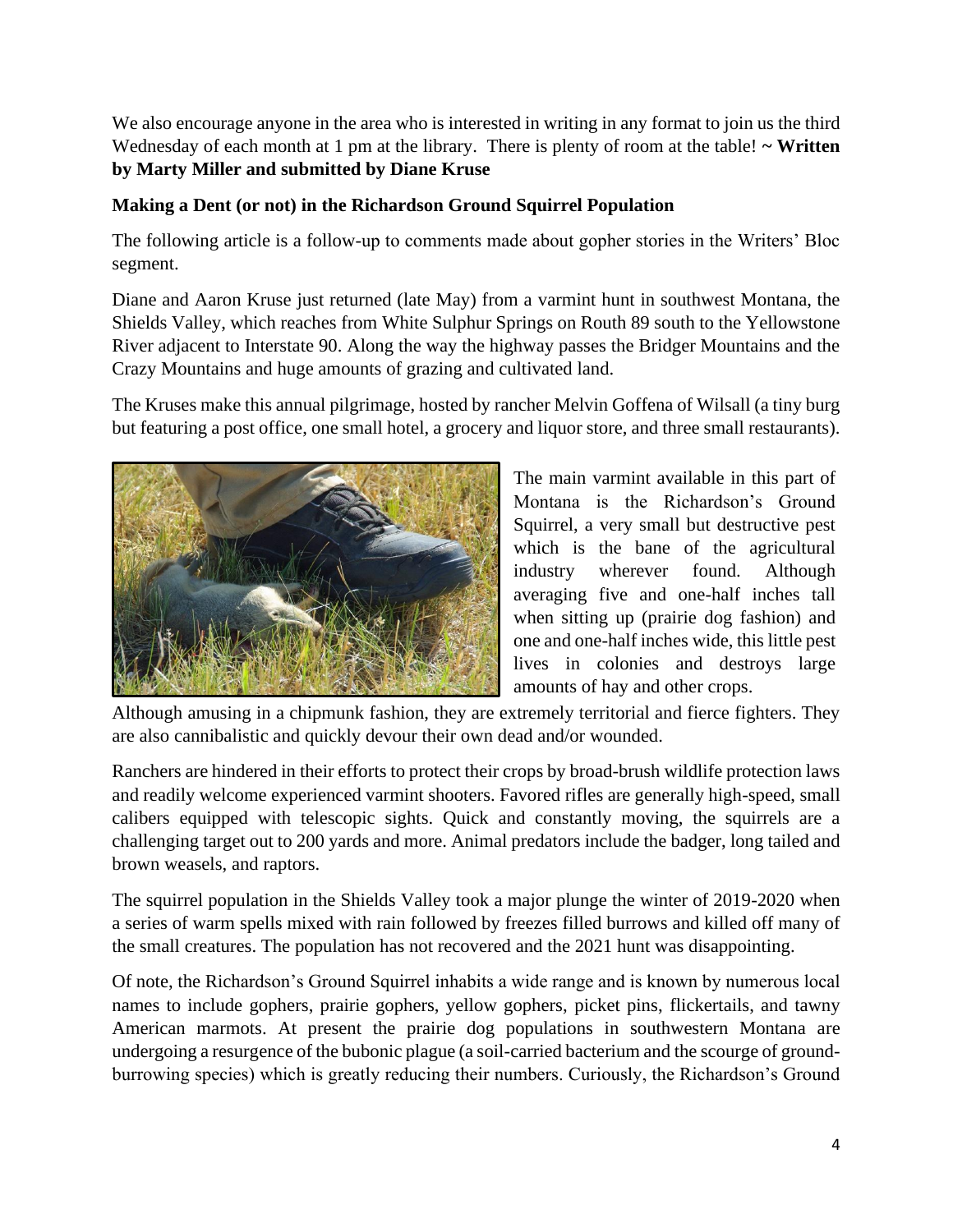We also encourage anyone in the area who is interested in writing in any format to join us the third Wednesday of each month at 1 pm at the library. There is plenty of room at the table! **~ Written by Marty Miller and submitted by Diane Kruse**

**Making a Dent (or not) in the Richardson Ground Squirrel Population**

The following article is a follow-up to comments made about gopher stories in the Writers' Bloc segment.

Diane and Aaron Kruse just returned (late May) from a varmint hunt in southwest Montana, the Shields Valley, which reaches from White Sulphur Springs on Routh 89 south to the Yellowstone River adjacent to Interstate 90. Along the way the highway passes the Bridger Mountains and the Crazy Mountains and huge amounts of grazing and cultivated land.

The Kruses make this annual pilgrimage, hosted by rancher Melvin Goffena of Wilsall (a tiny burg but featuring a post office, one small hotel, a grocery and liquor store, and three small restaurants).

The main varmint available in this part of Montana is the Richardson's Ground Squirrel, a very small but destructive pest which is the bane of the agricultural industry wherever found. Although averaging five and one-half inches tall when sitting up (prairie dog fashion) and one and one-half inches wide, this little pest lives in colonies and destroys large amounts of hay and other crops.

Although amusing in a chipmunk fashion, they are extremely territorial and fierce fighters. They are also cannibalistic and quickly devour their own dead and/or wounded.

Ranchers are hindered in their efforts to protect their crops by broad-brush wildlife protection laws and readily welcome experienced varmint shooters. Favored rifles are generally high-speed, small calibers equipped with telescopic sights. Quick and constantly moving, the squirrels are a challenging target out to 200 yards and more. Animal predators include the badger, long tailed and brown weasels, and raptors.

The squirrel population in the Shields Valley took a major plunge the winter of 2019-2020 when a series of warm spells mixed with rain followed by freezes filled burrows and killed off many of the small creatures. The population has not recovered and the 2021 hunt was disappointing.

Of note, the Richardson's Ground Squirrel inhabits a wide range and is known by numerous local names to include gophers, prairie gophers, yellow gophers, picket pins, flickertails, and tawny American marmots. At present the prairie dog populations in southwestern Montana are undergoing a resurgence of the bubonic plague (a soil-carried bacterium and the scourge of ground-burrowing species) which is greatly reducing their numbers. Curiously, the Richardson's Ground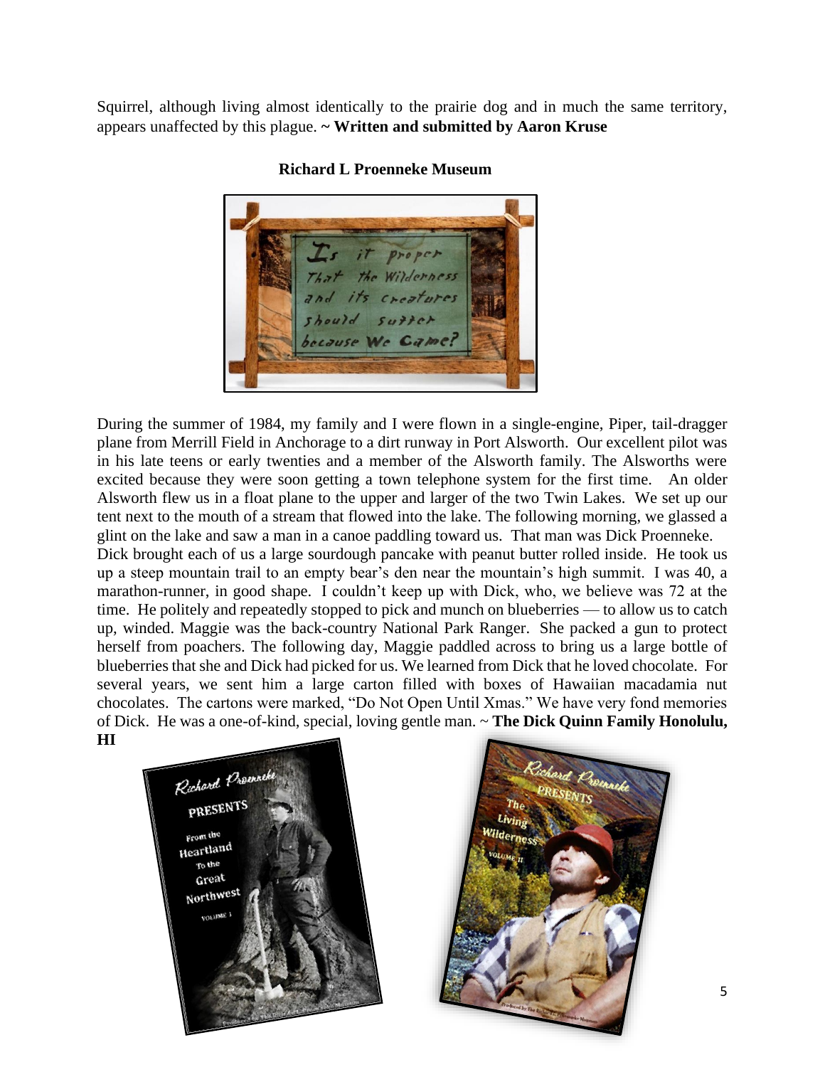Squirrel, although living almost identically to the prairie dog and in much the same territory, appears unaffected by this plague. ~ **Written and submitted by Aaron Kruse**

**Richard L Proenneke Museum**

During the summer of 1984, my family and I were flown in a single-engine, Piper, tail-dragger plane from Merrill Field in Anchorage to a dirt runway in Port Alsworth. Our excellent pilot was in his late teens or early twenties and a member of the Alsworth family. The Alsworths were excited because they were soon getting a town telephone system for the first time. An older Alsworth flew us in a float plane to the upper and larger of the two Twin Lakes. We set up our tent next to the mouth of a stream that flowed into the lake. The following morning, we glassed a glint on the lake and saw a man in a canoe paddling toward us. That man was Dick Proenneke.

Dick brought each of us a large sourdough pancake with peanut butter rolled inside. He took us up a steep mountain trail to an empty bear's den near the mountain's high summit. I was 40, a marathon-runner, in good shape. I couldn't keep up with Dick, who, we believe was 72 at the time. He politely and repeatedly stopped to pick and munch on blueberries — to allow us to catch up, winded. Maggie was the back-country National Park Ranger. She packed a gun to protect herself from poachers. The following day, Maggie paddled across to bring us a large bottle of blueberries that she and Dick had picked for us. We learned from Dick that he loved chocolate. For several years, we sent him a large carton filled with boxes of Hawaiian macadamia nut chocolates. The cartons were marked, "Do Not Open Until Xmas." We have very fond memories of Dick. He was a one-of-kind, special, loving gentle man. ~ **The Dick Quinn Family Honolulu, HI**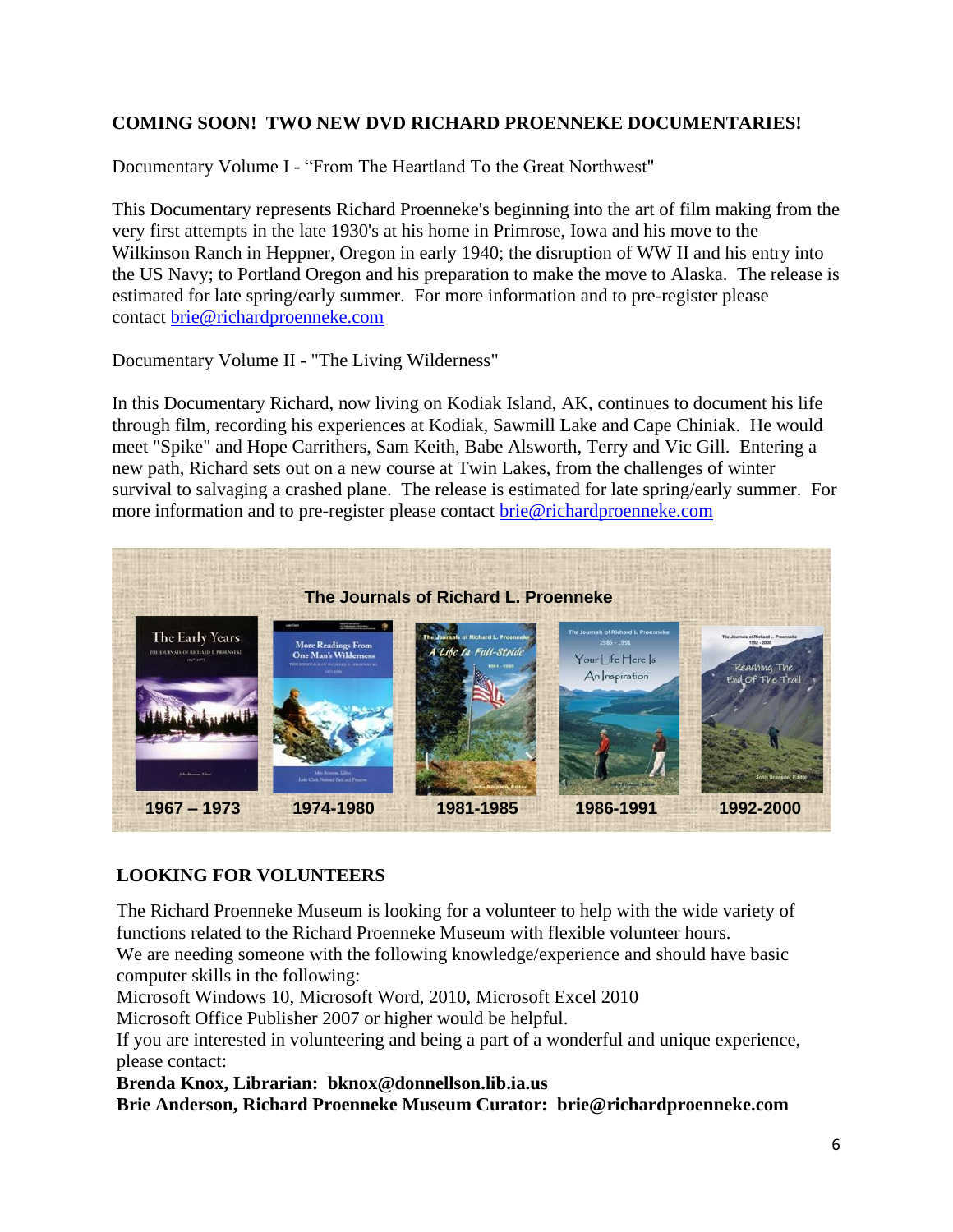**COMING SOON! TWO NEW DVD RICHARD PROENNEKE DOCUMENTARIES!**

Documentary Volume I - “From The Heartland To the Great Northwest"

This Documentary represents Richard Proenneke's beginning into the art of film making from the very first attempts in the late 1930's at his home in Primrose, Iowa and his move to the Wilkinson Ranch in Heppner, Oregon in early 1940; the disruption of WW II and his entry into the US Navy; to Portland Oregon and his preparation to make the move to Alaska. The release is estimated for late spring/early summer. For more information and to pre-register please contact brie@richardproenneke.com

Documentary Volume II - "The Living Wilderness"

In this Documentary Richard, now living on Kodiak Island, AK, continues to document his life through film, recording his experiences at Kodiak, Sawmill Lake and Cape Chiniak. He would meet "Spike" and Hope Carrithers, Sam Keith, Babe Alsworth, Terry and Vic Gill. Entering a new path, Richard sets out on a new course at Twin Lakes, from the challenges of winter survival to salvaging a crashed plane. The release is estimated for late spring/early summer. For more information and to pre-register please contact brie@richardproenneke.com

**The Journals of Richard L. Proenneke**

| The Early Years | More Readings From One Man's Wilderness | A Life In Full-Stride | Your Life Here Is An Inspiration | Reaching The End Of The Trail |
|---|---|---|---|---|
| **1967 – 1973** | **1974-1980** | **1981-1985** | **1986-1991** | **1992-2000** |

**LOOKING FOR VOLUNTEERS**

The Richard Proenneke Museum is looking for a volunteer to help with the wide variety of functions related to the Richard Proenneke Museum with flexible volunteer hours.
We are needing someone with the following knowledge/experience and should have basic computer skills in the following:
Microsoft Windows 10, Microsoft Word, 2010, Microsoft Excel 2010
Microsoft Office Publisher 2007 or higher would be helpful.
If you are interested in volunteering and being a part of a wonderful and unique experience, please contact:
**Brenda Knox, Librarian: bknox@donnellson.lib.ia.us**
**Brie Anderson, Richard Proenneke Museum Curator: brie@richardproenneke.com**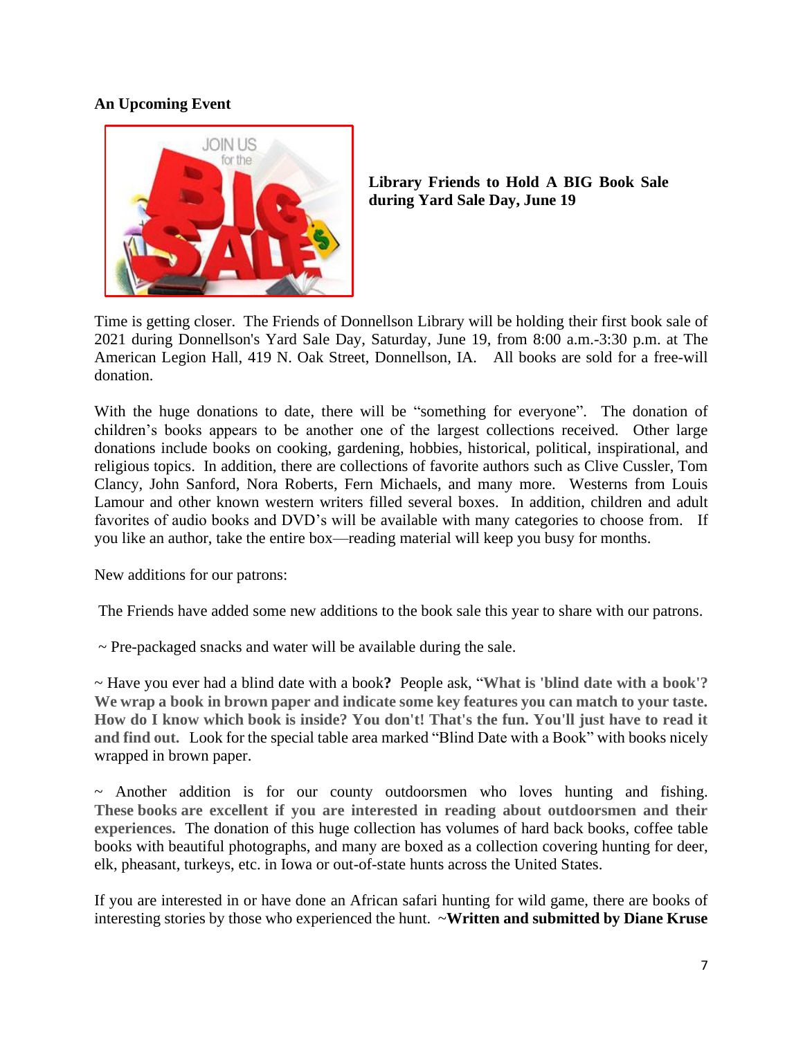## An Upcoming Event

**Library Friends to Hold A BIG Book Sale during Yard Sale Day, June 19**

Time is getting closer. The Friends of Donnellson Library will be holding their first book sale of 2021 during Donnellson's Yard Sale Day, Saturday, June 19, from 8:00 a.m.-3:30 p.m. at The American Legion Hall, 419 N. Oak Street, Donnellson, IA. All books are sold for a free-will donation.

With the huge donations to date, there will be "something for everyone". The donation of children's books appears to be another one of the largest collections received. Other large donations include books on cooking, gardening, hobbies, historical, political, inspirational, and religious topics. In addition, there are collections of favorite authors such as Clive Cussler, Tom Clancy, John Sanford, Nora Roberts, Fern Michaels, and many more. Westerns from Louis Lamour and other known western writers filled several boxes. In addition, children and adult favorites of audio books and DVD's will be available with many categories to choose from. If you like an author, take the entire box—reading material will keep you busy for months.

New additions for our patrons:

The Friends have added some new additions to the book sale this year to share with our patrons.

~ Pre-packaged snacks and water will be available during the sale.

~ Have you ever had a blind date with a book**?** People ask, "**What is 'blind date with a book'? We wrap a book in brown paper and indicate some key features you can match to your taste. How do I know which book is inside? You don't! That's the fun. You'll just have to read it and find out.** Look for the special table area marked "Blind Date with a Book" with books nicely wrapped in brown paper.

~ Another addition is for our county outdoorsmen who loves hunting and fishing. **These books are excellent if you are interested in reading about outdoorsmen and their experiences.** The donation of this huge collection has volumes of hard back books, coffee table books with beautiful photographs, and many are boxed as a collection covering hunting for deer, elk, pheasant, turkeys, etc. in Iowa or out-of-state hunts across the United States.

If you are interested in or have done an African safari hunting for wild game, there are books of interesting stories by those who experienced the hunt. ~**Written and submitted by Diane Kruse**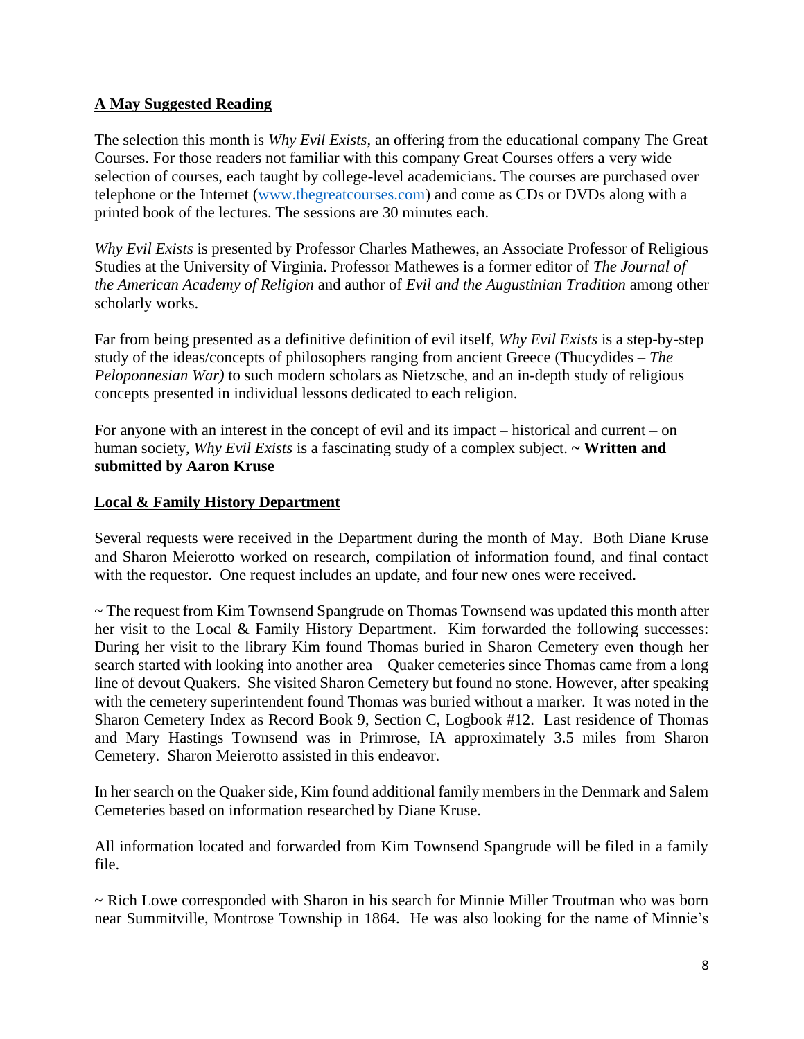**<u>A May Suggested Reading</u>**

The selection this month is *Why Evil Exists*, an offering from the educational company The Great Courses. For those readers not familiar with this company Great Courses offers a very wide selection of courses, each taught by college-level academicians. The courses are purchased over telephone or the Internet ([www.thegreatcourses.com](http://www.thegreatcourses.com)) and come as CDs or DVDs along with a printed book of the lectures. The sessions are 30 minutes each.

*Why Evil Exists* is presented by Professor Charles Mathewes, an Associate Professor of Religious Studies at the University of Virginia. Professor Mathewes is a former editor of *The Journal of the American Academy of Religion* and author of *Evil and the Augustinian Tradition* among other scholarly works.

Far from being presented as a definitive definition of evil itself, *Why Evil Exists* is a step-by-step study of the ideas/concepts of philosophers ranging from ancient Greece (Thucydides – *The Peloponnesian War)* to such modern scholars as Nietzsche, and an in-depth study of religious concepts presented in individual lessons dedicated to each religion.

For anyone with an interest in the concept of evil and its impact – historical and current – on human society, *Why Evil Exists* is a fascinating study of a complex subject. **~ Written and submitted by Aaron Kruse**

**<u>Local & Family History Department</u>**

Several requests were received in the Department during the month of May. Both Diane Kruse and Sharon Meierotto worked on research, compilation of information found, and final contact with the requestor. One request includes an update, and four new ones were received.

~ The request from Kim Townsend Spangrude on Thomas Townsend was updated this month after her visit to the Local & Family History Department. Kim forwarded the following successes: During her visit to the library Kim found Thomas buried in Sharon Cemetery even though her search started with looking into another area – Quaker cemeteries since Thomas came from a long line of devout Quakers. She visited Sharon Cemetery but found no stone. However, after speaking with the cemetery superintendent found Thomas was buried without a marker. It was noted in the Sharon Cemetery Index as Record Book 9, Section C, Logbook #12. Last residence of Thomas and Mary Hastings Townsend was in Primrose, IA approximately 3.5 miles from Sharon Cemetery. Sharon Meierotto assisted in this endeavor.

In her search on the Quaker side, Kim found additional family members in the Denmark and Salem Cemeteries based on information researched by Diane Kruse.

All information located and forwarded from Kim Townsend Spangrude will be filed in a family file.

~ Rich Lowe corresponded with Sharon in his search for Minnie Miller Troutman who was born near Summitville, Montrose Township in 1864. He was also looking for the name of Minnie's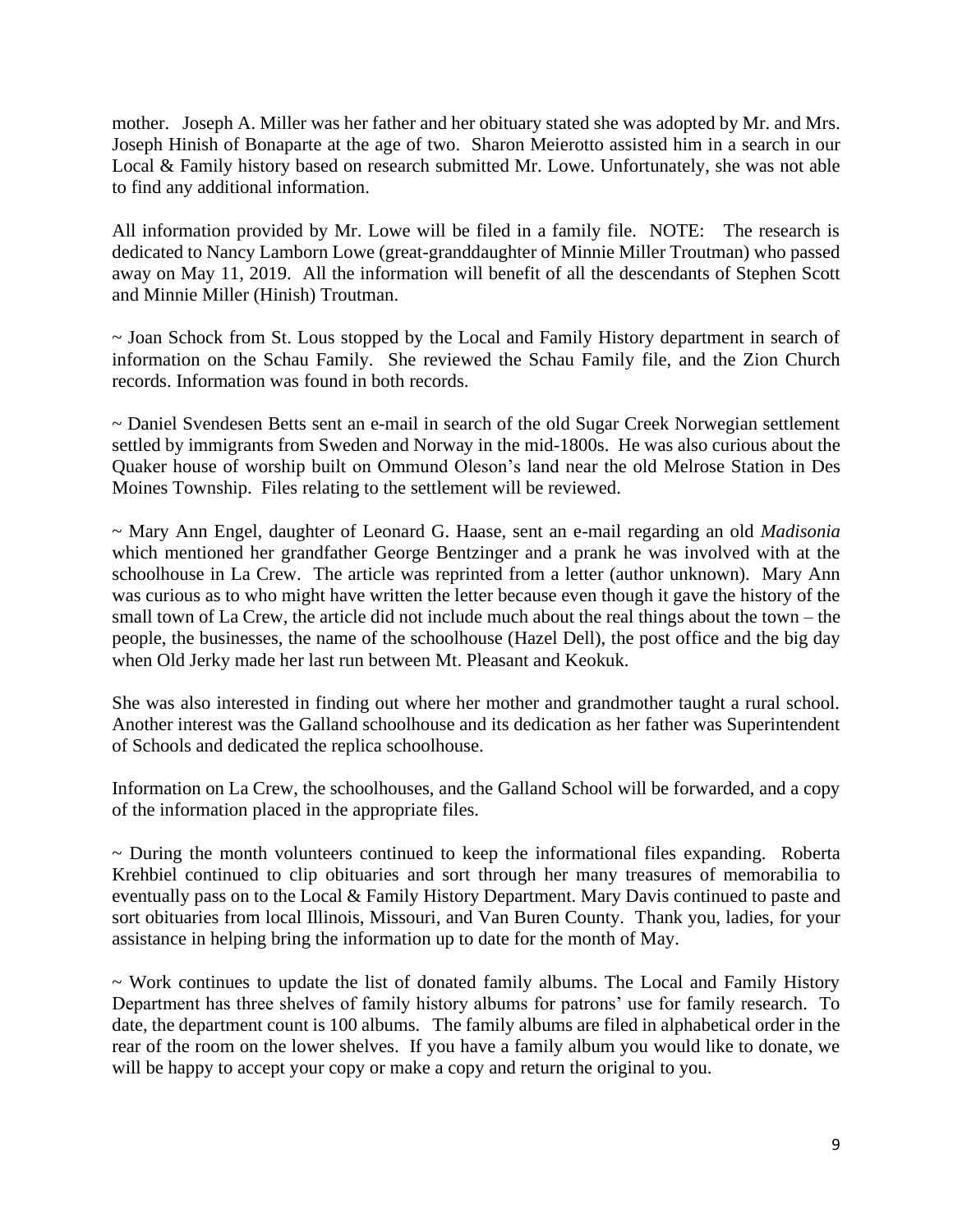mother. Joseph A. Miller was her father and her obituary stated she was adopted by Mr. and Mrs. Joseph Hinish of Bonaparte at the age of two. Sharon Meierotto assisted him in a search in our Local & Family history based on research submitted Mr. Lowe. Unfortunately, she was not able to find any additional information.

All information provided by Mr. Lowe will be filed in a family file. NOTE: The research is dedicated to Nancy Lamborn Lowe (great-granddaughter of Minnie Miller Troutman) who passed away on May 11, 2019. All the information will benefit of all the descendants of Stephen Scott and Minnie Miller (Hinish) Troutman.

~ Joan Schock from St. Lous stopped by the Local and Family History department in search of information on the Schau Family. She reviewed the Schau Family file, and the Zion Church records. Information was found in both records.

~ Daniel Svendesen Betts sent an e-mail in search of the old Sugar Creek Norwegian settlement settled by immigrants from Sweden and Norway in the mid-1800s. He was also curious about the Quaker house of worship built on Ommund Oleson's land near the old Melrose Station in Des Moines Township. Files relating to the settlement will be reviewed.

~ Mary Ann Engel, daughter of Leonard G. Haase, sent an e-mail regarding an old *Madisonia* which mentioned her grandfather George Bentzinger and a prank he was involved with at the schoolhouse in La Crew. The article was reprinted from a letter (author unknown). Mary Ann was curious as to who might have written the letter because even though it gave the history of the small town of La Crew, the article did not include much about the real things about the town – the people, the businesses, the name of the schoolhouse (Hazel Dell), the post office and the big day when Old Jerky made her last run between Mt. Pleasant and Keokuk.

She was also interested in finding out where her mother and grandmother taught a rural school. Another interest was the Galland schoolhouse and its dedication as her father was Superintendent of Schools and dedicated the replica schoolhouse.

Information on La Crew, the schoolhouses, and the Galland School will be forwarded, and a copy of the information placed in the appropriate files.

~ During the month volunteers continued to keep the informational files expanding. Roberta Krehbiel continued to clip obituaries and sort through her many treasures of memorabilia to eventually pass on to the Local & Family History Department. Mary Davis continued to paste and sort obituaries from local Illinois, Missouri, and Van Buren County. Thank you, ladies, for your assistance in helping bring the information up to date for the month of May.

~ Work continues to update the list of donated family albums. The Local and Family History Department has three shelves of family history albums for patrons' use for family research. To date, the department count is 100 albums. The family albums are filed in alphabetical order in the rear of the room on the lower shelves. If you have a family album you would like to donate, we will be happy to accept your copy or make a copy and return the original to you.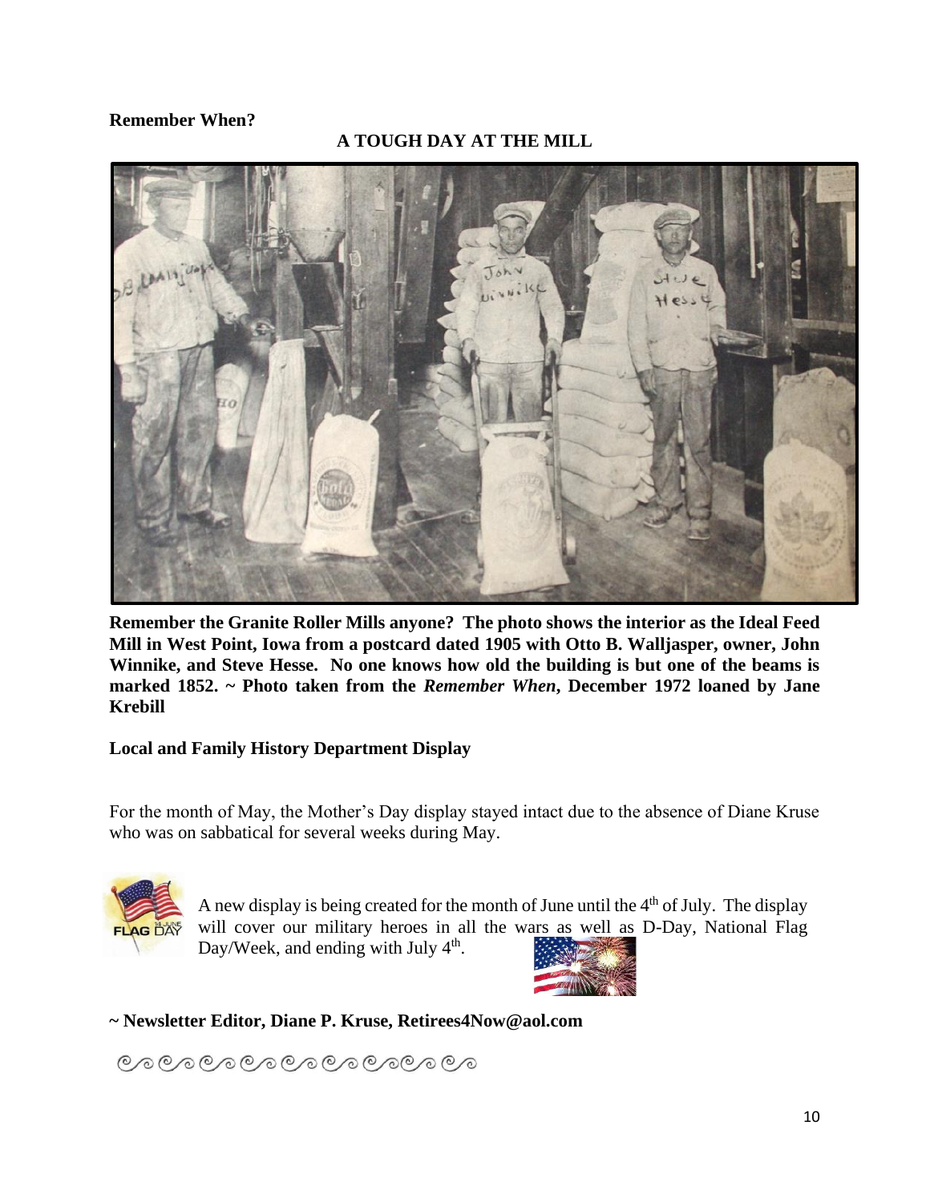**Remember When?**

**A TOUGH DAY AT THE MILL**

**Remember the Granite Roller Mills anyone? The photo shows the interior as the Ideal Feed Mill in West Point, Iowa from a postcard dated 1905 with Otto B. Walljasper, owner, John Winnike, and Steve Hesse. No one knows how old the building is but one of the beams is marked 1852. ~ Photo taken from the *Remember When*, December 1972 loaned by Jane Krebill**

**Local and Family History Department Display**

For the month of May, the Mother's Day display stayed intact due to the absence of Diane Kruse who was on sabbatical for several weeks during May.

A new display is being created for the month of June until the 4th of July. The display will cover our military heroes in all the wars as well as D-Day, National Flag Day/Week, and ending with July 4th.

**~ Newsletter Editor, Diane P. Kruse, Retirees4Now@aol.com**